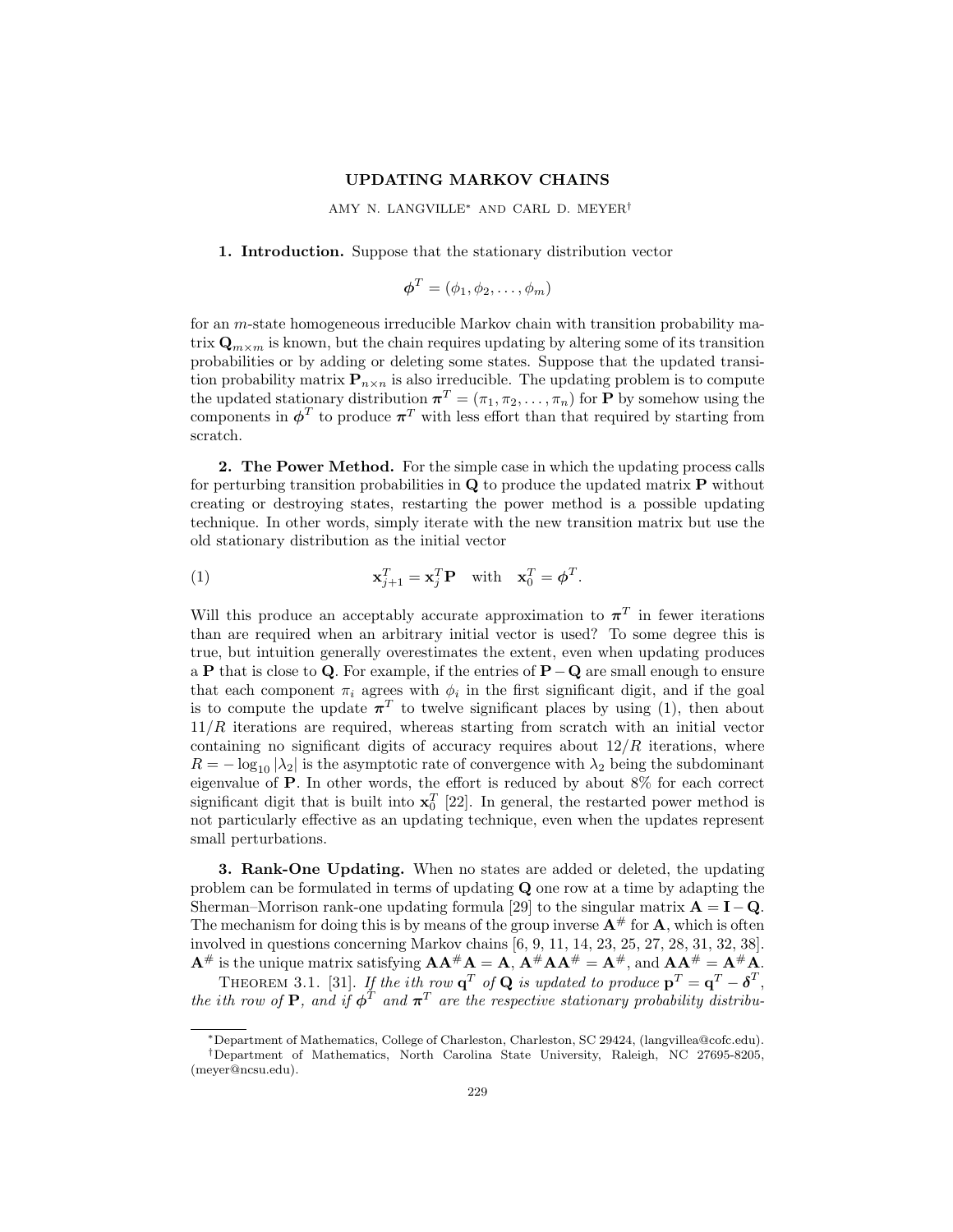# UPDATING MARKOV CHAINS

AMY N. LANGVILLE* AND CARL D. MEYER†

**1. Introduction.** Suppose that the stationary distribution vector

$$\boldsymbol{\phi}^T = (\phi_1, \phi_2, \ldots, \phi_m)$$

for an $m$-state homogeneous irreducible Markov chain with transition probability matrix $\mathbf{Q}_{m \times m}$ is known, but the chain requires updating by altering some of its transition probabilities or by adding or deleting some states. Suppose that the updated transition probability matrix $\mathbf{P}_{n \times n}$ is also irreducible. The updating problem is to compute the updated stationary distribution $\boldsymbol{\pi}^T = (\pi_1, \pi_2, \ldots, \pi_n)$ for $\mathbf{P}$ by somehow using the components in $\boldsymbol{\phi}^T$ to produce $\boldsymbol{\pi}^T$ with less effort than that required by starting from scratch.

**2. The Power Method.** For the simple case in which the updating process calls for perturbing transition probabilities in $\mathbf{Q}$ to produce the updated matrix $\mathbf{P}$ without creating or destroying states, restarting the power method is a possible updating technique. In other words, simply iterate with the new transition matrix but use the old stationary distribution as the initial vector

$$\mathbf{x}_{j+1}^T = \mathbf{x}_j^T \mathbf{P} \quad \text{with} \quad \mathbf{x}_0^T = \boldsymbol{\phi}^T. \tag{1}$$

Will this produce an acceptably accurate approximation to $\boldsymbol{\pi}^T$ in fewer iterations than are required when an arbitrary initial vector is used? To some degree this is true, but intuition generally overestimates the extent, even when updating produces a $\mathbf{P}$ that is close to $\mathbf{Q}$. For example, if the entries of $\mathbf{P} - \mathbf{Q}$ are small enough to ensure that each component $\pi_i$ agrees with $\phi_i$ in the first significant digit, and if the goal is to compute the update $\boldsymbol{\pi}^T$ to twelve significant places by using (1), then about $11/R$ iterations are required, whereas starting from scratch with an initial vector containing no significant digits of accuracy requires about $12/R$ iterations, where $R = -\log_{10} |\lambda_2|$ is the asymptotic rate of convergence with $\lambda_2$ being the subdominant eigenvalue of $\mathbf{P}$. In other words, the effort is reduced by about 8% for each correct significant digit that is built into $\mathbf{x}_0^T$ [22]. In general, the restarted power method is not particularly effective as an updating technique, even when the updates represent small perturbations.

**3. Rank-One Updating.** When no states are added or deleted, the updating problem can be formulated in terms of updating $\mathbf{Q}$ one row at a time by adapting the Sherman–Morrison rank-one updating formula [29] to the singular matrix $\mathbf{A} = \mathbf{I} - \mathbf{Q}$. The mechanism for doing this is by means of the group inverse $\mathbf{A}^{\#}$ for $\mathbf{A}$, which is often involved in questions concerning Markov chains [6, 9, 11, 14, 23, 25, 27, 28, 31, 32, 38]. $\mathbf{A}^{\#}$ is the unique matrix satisfying $\mathbf{A}\mathbf{A}^{\#}\mathbf{A} = \mathbf{A}$, $\mathbf{A}^{\#}\mathbf{A}\mathbf{A}^{\#} = \mathbf{A}^{\#}$, and $\mathbf{A}\mathbf{A}^{\#} = \mathbf{A}^{\#}\mathbf{A}$.

THEOREM 3.1. [31]. *If the ith row $\mathbf{q}^T$ of $\mathbf{Q}$ is updated to produce $\mathbf{p}^T = \mathbf{q}^T - \boldsymbol{\delta}^T$, the ith row of $\mathbf{P}$, and if $\boldsymbol{\phi}^T$ and $\boldsymbol{\pi}^T$ are the respective stationary probability distribu-*

*Department of Mathematics, College of Charleston, Charleston, SC 29424, (langvillea@cofc.edu).

†Department of Mathematics, North Carolina State University, Raleigh, NC 27695-8205, (meyer@ncsu.edu).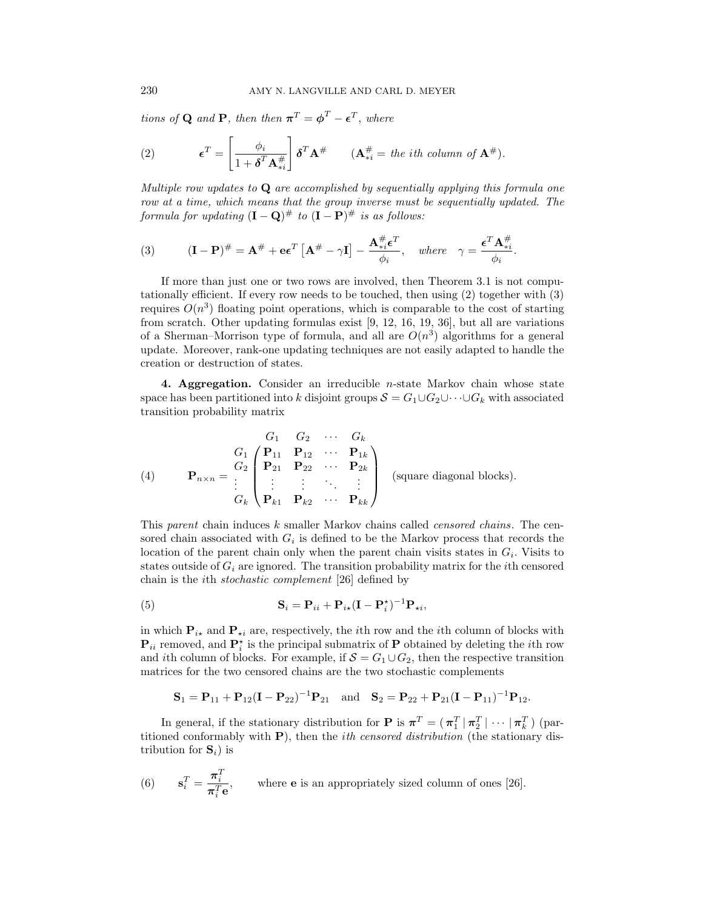*tions of* $\mathbf{Q}$ *and* $\mathbf{P}$*, then then* $\boldsymbol{\pi}^T = \boldsymbol{\phi}^T - \boldsymbol{\epsilon}^T$*, where*

$$\boldsymbol{\epsilon}^T = \left[\frac{\phi_i}{1+\boldsymbol{\delta}^T\mathbf{A}^{\#}_{*i}}\right]\boldsymbol{\delta}^T\mathbf{A}^{\#} \qquad (\mathbf{A}^{\#}_{*i} = \text{the } i\text{th column of } \mathbf{A}^{\#}). \tag{2}$$

*Multiple row updates to* $\mathbf{Q}$ *are accomplished by sequentially applying this formula one row at a time, which means that the group inverse must be sequentially updated. The formula for updating* $(\mathbf{I}-\mathbf{Q})^{\#}$ *to* $(\mathbf{I}-\mathbf{P})^{\#}$ *is as follows:*

$$(\mathbf{I}-\mathbf{P})^{\#} = \mathbf{A}^{\#} + \mathbf{e}\boldsymbol{\epsilon}^T\left[\mathbf{A}^{\#} - \gamma\mathbf{I}\right] - \frac{\mathbf{A}^{\#}_{*i}\boldsymbol{\epsilon}^T}{\phi_i}, \quad \text{where} \quad \gamma = \frac{\boldsymbol{\epsilon}^T\mathbf{A}^{\#}_{*i}}{\phi_i}. \tag{3}$$

If more than just one or two rows are involved, then Theorem 3.1 is not computationally efficient. If every row needs to be touched, then using (2) together with (3) requires $O(n^3)$ floating point operations, which is comparable to the cost of starting from scratch. Other updating formulas exist [9, 12, 16, 19, 36], but all are variations of a Sherman–Morrison type of formula, and all are $O(n^3)$ algorithms for a general update. Moreover, rank-one updating techniques are not easily adapted to handle the creation or destruction of states.

## 4. Aggregation.

Consider an irreducible $n$-state Markov chain whose state space has been partitioned into $k$ disjoint groups $\mathcal{S} = G_1 \cup G_2 \cup \cdots \cup G_k$ with associated transition probability matrix

$$\mathbf{P}_{n\times n} = \begin{array}{c} \\ G_1 \\ G_2 \\ \vdots \\ G_k \end{array} \!\!\begin{array}{c} \begin{array}{cccc} G_1 & G_2 & \cdots & G_k \end{array} \\ \begin{pmatrix} \mathbf{P}_{11} & \mathbf{P}_{12} & \cdots & \mathbf{P}_{1k} \\ \mathbf{P}_{21} & \mathbf{P}_{22} & \cdots & \mathbf{P}_{2k} \\ \vdots & \vdots & \ddots & \vdots \\ \mathbf{P}_{k1} & \mathbf{P}_{k2} & \cdots & \mathbf{P}_{kk} \end{pmatrix} \end{array} \quad \text{(square diagonal blocks)}. \tag{4}$$

This *parent* chain induces $k$ smaller Markov chains called *censored chains*. The censored chain associated with $G_i$ is defined to be the Markov process that records the location of the parent chain only when the parent chain visits states in $G_i$. Visits to states outside of $G_i$ are ignored. The transition probability matrix for the $i$th censored chain is the $i$th *stochastic complement* [26] defined by

$$\mathbf{S}_i = \mathbf{P}_{ii} + \mathbf{P}_{i\star}(\mathbf{I} - \mathbf{P}_i^{\star})^{-1}\mathbf{P}_{\star i}, \tag{5}$$

in which $\mathbf{P}_{i\star}$ and $\mathbf{P}_{\star i}$ are, respectively, the $i$th row and the $i$th column of blocks with $\mathbf{P}_{ii}$ removed, and $\mathbf{P}_i^{\star}$ is the principal submatrix of $\mathbf{P}$ obtained by deleting the $i$th row and $i$th column of blocks. For example, if $\mathcal{S} = G_1 \cup G_2$, then the respective transition matrices for the two censored chains are the two stochastic complements

$$\mathbf{S}_1 = \mathbf{P}_{11} + \mathbf{P}_{12}(\mathbf{I} - \mathbf{P}_{22})^{-1}\mathbf{P}_{21} \quad \text{and} \quad \mathbf{S}_2 = \mathbf{P}_{22} + \mathbf{P}_{21}(\mathbf{I} - \mathbf{P}_{11})^{-1}\mathbf{P}_{12}.$$

In general, if the stationary distribution for $\mathbf{P}$ is $\boldsymbol{\pi}^T = (\,\boldsymbol{\pi}_1^T \,|\, \boldsymbol{\pi}_2^T \,|\, \cdots \,|\, \boldsymbol{\pi}_k^T\,)$ (partitioned conformably with $\mathbf{P}$), then the *ith censored distribution* (the stationary distribution for $\mathbf{S}_i$) is

$$\mathbf{s}_i^T = \frac{\boldsymbol{\pi}_i^T}{\boldsymbol{\pi}_i^T\mathbf{e}}, \qquad \text{where } \mathbf{e} \text{ is an appropriately sized column of ones [26].} \tag{6}$$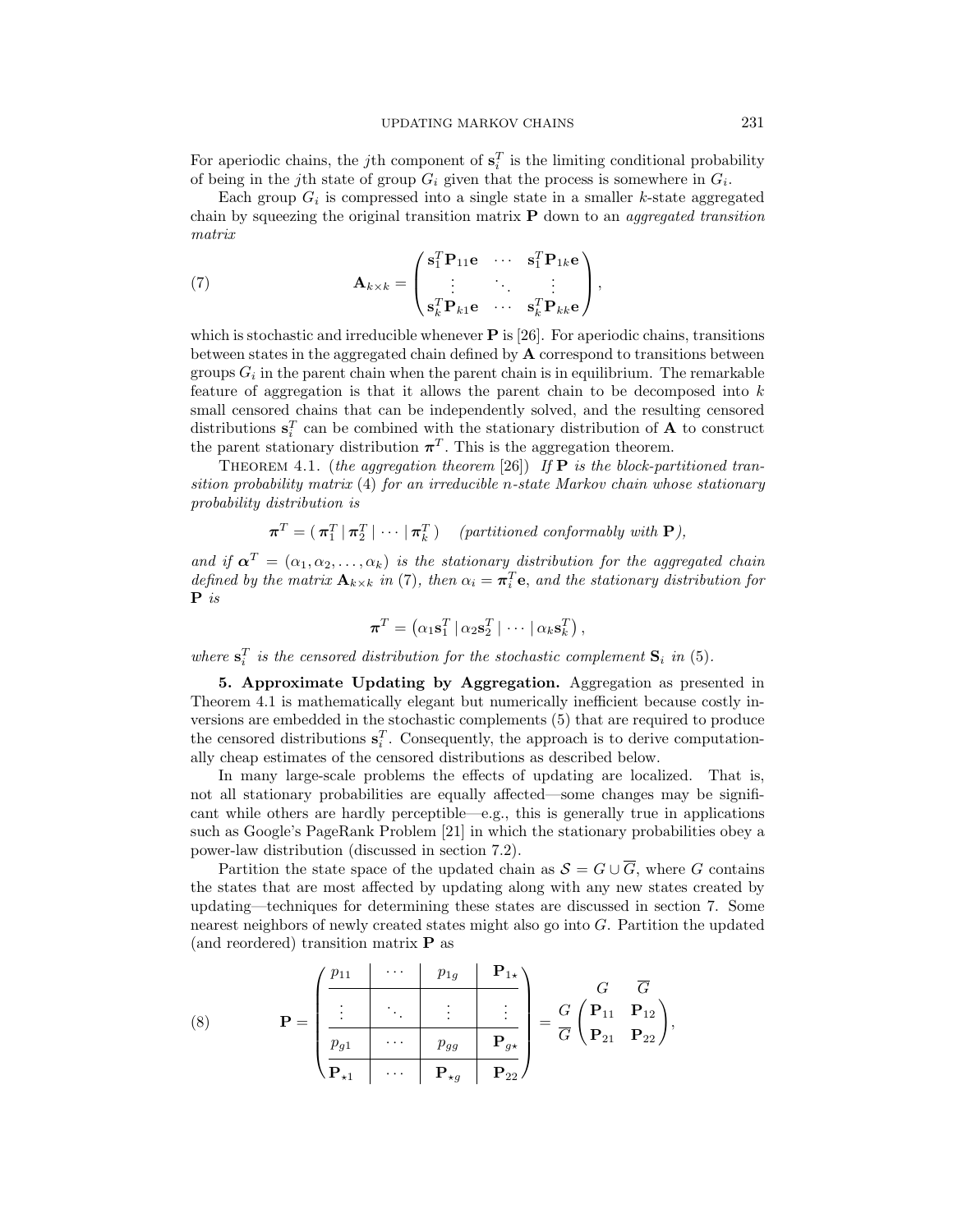For aperiodic chains, the $j$th component of $\mathbf{s}_i^T$ is the limiting conditional probability of being in the $j$th state of group $G_i$ given that the process is somewhere in $G_i$.

Each group $G_i$ is compressed into a single state in a smaller $k$-state aggregated chain by squeezing the original transition matrix $\mathbf{P}$ down to an *aggregated transition matrix*

$$\mathbf{A}_{k\times k} = \begin{pmatrix} \mathbf{s}_1^T\mathbf{P}_{11}\mathbf{e} & \cdots & \mathbf{s}_1^T\mathbf{P}_{1k}\mathbf{e} \\ \vdots & \ddots & \vdots \\ \mathbf{s}_k^T\mathbf{P}_{k1}\mathbf{e} & \cdots & \mathbf{s}_k^T\mathbf{P}_{kk}\mathbf{e} \end{pmatrix}, \tag{7}$$

which is stochastic and irreducible whenever $\mathbf{P}$ is [26]. For aperiodic chains, transitions between states in the aggregated chain defined by $\mathbf{A}$ correspond to transitions between groups $G_i$ in the parent chain when the parent chain is in equilibrium. The remarkable feature of aggregation is that it allows the parent chain to be decomposed into $k$ small censored chains that can be independently solved, and the resulting censored distributions $\mathbf{s}_i^T$ can be combined with the stationary distribution of $\mathbf{A}$ to construct the parent stationary distribution $\boldsymbol{\pi}^T$. This is the aggregation theorem.

Theorem 4.1. (*the aggregation theorem* [26]) *If* $\mathbf{P}$ *is the block-partitioned transition probability matrix* (4) *for an irreducible* $n$*-state Markov chain whose stationary probability distribution is*

$$\boldsymbol{\pi}^T = (\, \boldsymbol{\pi}_1^T \mid \boldsymbol{\pi}_2^T \mid \cdots \mid \boldsymbol{\pi}_k^T \,) \quad \textit{(partitioned conformably with } \mathbf{P}\textit{)},$$

*and if* $\boldsymbol{\alpha}^T = (\alpha_1, \alpha_2, \ldots, \alpha_k)$ *is the stationary distribution for the aggregated chain defined by the matrix* $\mathbf{A}_{k\times k}$ *in* (7)*, then* $\alpha_i = \boldsymbol{\pi}_i^T\mathbf{e}$*, and the stationary distribution for* $\mathbf{P}$ *is*

$$\boldsymbol{\pi}^T = \left(\alpha_1\mathbf{s}_1^T \mid \alpha_2\mathbf{s}_2^T \mid \cdots \mid \alpha_k\mathbf{s}_k^T\right),$$

*where* $\mathbf{s}_i^T$ *is the censored distribution for the stochastic complement* $\mathbf{S}_i$ *in* (5).

**5. Approximate Updating by Aggregation.** Aggregation as presented in Theorem 4.1 is mathematically elegant but numerically inefficient because costly inversions are embedded in the stochastic complements (5) that are required to produce the censored distributions $\mathbf{s}_i^T$. Consequently, the approach is to derive computationally cheap estimates of the censored distributions as described below.

In many large-scale problems the effects of updating are localized. That is, not all stationary probabilities are equally affected—some changes may be significant while others are hardly perceptible—e.g., this is generally true in applications such as Google's PageRank Problem [21] in which the stationary probabilities obey a power-law distribution (discussed in section 7.2).

Partition the state space of the updated chain as $\mathcal{S} = G \cup \overline{G}$, where $G$ contains the states that are most affected by updating along with any new states created by updating—techniques for determining these states are discussed in section 7. Some nearest neighbors of newly created states might also go into $G$. Partition the updated (and reordered) transition matrix $\mathbf{P}$ as

$$\mathbf{P} = \left(\begin{array}{ccc|c} p_{11} & \cdots & p_{1g} & \mathbf{P}_{1\star} \\ \vdots & \ddots & \vdots & \vdots \\ p_{g1} & \cdots & p_{gg} & \mathbf{P}_{g\star} \\ \hline \mathbf{P}_{\star 1} & \cdots & \mathbf{P}_{\star g} & \mathbf{P}_{22} \end{array}\right) = \begin{array}{c} \\ G \\ \overline{G} \end{array}\!\!\begin{array}{c} \begin{array}{cc} G & \overline{G} \end{array} \\ \begin{pmatrix} \mathbf{P}_{11} & \mathbf{P}_{12} \\ \mathbf{P}_{21} & \mathbf{P}_{22} \end{pmatrix} \end{array}, \tag{8}$$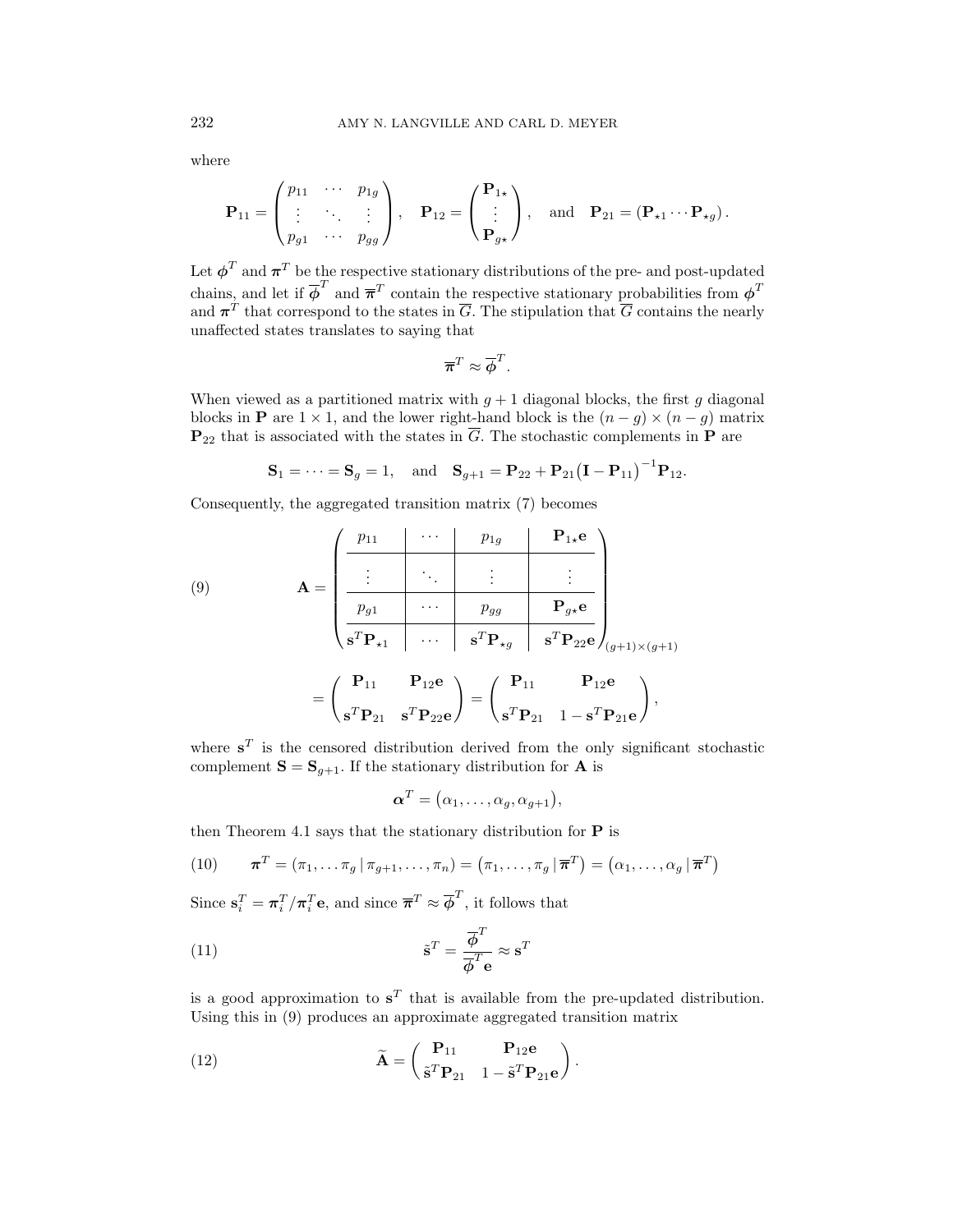where

$$\mathbf{P}_{11} = \begin{pmatrix} p_{11} & \cdots & p_{1g} \\ \vdots & \ddots & \vdots \\ p_{g1} & \cdots & p_{gg} \end{pmatrix}, \quad \mathbf{P}_{12} = \begin{pmatrix} \mathbf{P}_{1\star} \\ \vdots \\ \mathbf{P}_{g\star} \end{pmatrix}, \quad \text{and} \quad \mathbf{P}_{21} = (\mathbf{P}_{\star 1} \cdots \mathbf{P}_{\star g}).$$

Let $\boldsymbol{\phi}^T$ and $\boldsymbol{\pi}^T$ be the respective stationary distributions of the pre- and post-updated chains, and let if $\overline{\boldsymbol{\phi}}^T$ and $\overline{\boldsymbol{\pi}}^T$ contain the respective stationary probabilities from $\boldsymbol{\phi}^T$ and $\boldsymbol{\pi}^T$ that correspond to the states in $\overline{G}$. The stipulation that $\overline{G}$ contains the nearly unaffected states translates to saying that

$$\overline{\boldsymbol{\pi}}^T \approx \overline{\boldsymbol{\phi}}^T.$$

When viewed as a partitioned matrix with $g+1$ diagonal blocks, the first $g$ diagonal blocks in $\mathbf{P}$ are $1 \times 1$, and the lower right-hand block is the $(n-g) \times (n-g)$ matrix $\mathbf{P}_{22}$ that is associated with the states in $\overline{G}$. The stochastic complements in $\mathbf{P}$ are

$$\mathbf{S}_1 = \cdots = \mathbf{S}_g = 1, \quad \text{and} \quad \mathbf{S}_{g+1} = \mathbf{P}_{22} + \mathbf{P}_{21}\big(\mathbf{I} - \mathbf{P}_{11}\big)^{-1}\mathbf{P}_{12}.$$

Consequently, the aggregated transition matrix (7) becomes

$$\mathbf{A} = \left(\begin{array}{c|c|c|c} p_{11} & \cdots & p_{1g} & \mathbf{P}_{1\star}\mathbf{e} \\ \hline \vdots & \ddots & \vdots & \vdots \\ \hline p_{g1} & \cdots & p_{gg} & \mathbf{P}_{g\star}\mathbf{e} \\ \hline \mathbf{s}^T\mathbf{P}_{\star 1} & \cdots & \mathbf{s}^T\mathbf{P}_{\star g} & \mathbf{s}^T\mathbf{P}_{22}\mathbf{e} \end{array}\right)_{(g+1)\times(g+1)} \tag{9}$$

$$= \begin{pmatrix} \mathbf{P}_{11} & \mathbf{P}_{12}\mathbf{e} \\ \mathbf{s}^T\mathbf{P}_{21} & \mathbf{s}^T\mathbf{P}_{22}\mathbf{e} \end{pmatrix} = \begin{pmatrix} \mathbf{P}_{11} & \mathbf{P}_{12}\mathbf{e} \\ \mathbf{s}^T\mathbf{P}_{21} & 1 - \mathbf{s}^T\mathbf{P}_{21}\mathbf{e} \end{pmatrix},$$

where $\mathbf{s}^T$ is the censored distribution derived from the only significant stochastic complement $\mathbf{S} = \mathbf{S}_{g+1}$. If the stationary distribution for $\mathbf{A}$ is

$$\boldsymbol{\alpha}^T = \big(\alpha_1, \ldots, \alpha_g, \alpha_{g+1}\big),$$

then Theorem 4.1 says that the stationary distribution for $\mathbf{P}$ is

$$\boldsymbol{\pi}^T = (\pi_1, \ldots \pi_g \,|\, \pi_{g+1}, \ldots, \pi_n) = \big(\pi_1, \ldots, \pi_g \,|\, \overline{\boldsymbol{\pi}}^T\big) = \big(\alpha_1, \ldots, \alpha_g \,|\, \overline{\boldsymbol{\pi}}^T\big) \tag{10}$$

Since $\mathbf{s}_i^T = \boldsymbol{\pi}_i^T / \boldsymbol{\pi}_i^T\mathbf{e}$, and since $\overline{\boldsymbol{\pi}}^T \approx \overline{\boldsymbol{\phi}}^T$, it follows that

$$\tilde{\mathbf{s}}^T = \frac{\overline{\boldsymbol{\phi}}^T}{\overline{\boldsymbol{\phi}}^T\mathbf{e}} \approx \mathbf{s}^T \tag{11}$$

is a good approximation to $\mathbf{s}^T$ that is available from the pre-updated distribution. Using this in (9) produces an approximate aggregated transition matrix

$$\widetilde{\mathbf{A}} = \begin{pmatrix} \mathbf{P}_{11} & \mathbf{P}_{12}\mathbf{e} \\ \tilde{\mathbf{s}}^T\mathbf{P}_{21} & 1 - \tilde{\mathbf{s}}^T\mathbf{P}_{21}\mathbf{e} \end{pmatrix}. \tag{12}$$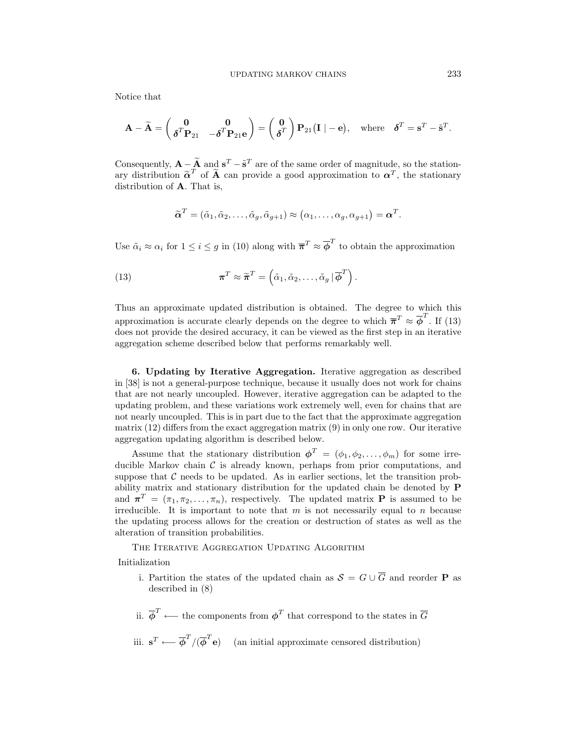Notice that

$$\mathbf{A} - \widetilde{\mathbf{A}} = \begin{pmatrix} \mathbf{0} & \mathbf{0} \\ \boldsymbol{\delta}^T \mathbf{P}_{21} & -\boldsymbol{\delta}^T \mathbf{P}_{21}\mathbf{e} \end{pmatrix} = \begin{pmatrix} \mathbf{0} \\ \boldsymbol{\delta}^T \end{pmatrix} \mathbf{P}_{21}\big(\mathbf{I} \mid -\mathbf{e}\big), \quad \text{where} \quad \boldsymbol{\delta}^T = \mathbf{s}^T - \tilde{\mathbf{s}}^T.$$

Consequently, $\mathbf{A} - \widetilde{\mathbf{A}}$ and $\mathbf{s}^T - \tilde{\mathbf{s}}^T$ are of the same order of magnitude, so the stationary distribution $\widetilde{\boldsymbol{\alpha}}^T$ of $\widetilde{\mathbf{A}}$ can provide a good approximation to $\boldsymbol{\alpha}^T$, the stationary distribution of $\mathbf{A}$. That is,

$$\widetilde{\boldsymbol{\alpha}}^T = (\tilde{\alpha}_1, \tilde{\alpha}_2, \ldots, \tilde{\alpha}_g, \tilde{\alpha}_{g+1}) \approx \big(\alpha_1, \ldots, \alpha_g, \alpha_{g+1}\big) = \boldsymbol{\alpha}^T.$$

Use $\tilde{\alpha}_i \approx \alpha_i$ for $1 \leq i \leq g$ in (10) along with $\overline{\boldsymbol{\pi}}^T \approx \overline{\boldsymbol{\phi}}^T$ to obtain the approximation

$$\boldsymbol{\pi}^T \approx \widetilde{\boldsymbol{\pi}}^T = \left(\tilde{\alpha}_1, \tilde{\alpha}_2, \ldots, \tilde{\alpha}_g \,|\, \overline{\boldsymbol{\phi}}^T\right). \tag{13}$$

Thus an approximate updated distribution is obtained. The degree to which this approximation is accurate clearly depends on the degree to which $\overline{\boldsymbol{\pi}}^T \approx \overline{\boldsymbol{\phi}}^T$. If (13) does not provide the desired accuracy, it can be viewed as the first step in an iterative aggregation scheme described below that performs remarkably well.

## 6. Updating by Iterative Aggregation.

Iterative aggregation as described in [38] is not a general-purpose technique, because it usually does not work for chains that are not nearly uncoupled. However, iterative aggregation can be adapted to the updating problem, and these variations work extremely well, even for chains that are not nearly uncoupled. This is in part due to the fact that the approximate aggregation matrix (12) differs from the exact aggregation matrix (9) in only one row. Our iterative aggregation updating algorithm is described below.

Assume that the stationary distribution $\boldsymbol{\phi}^T = (\phi_1, \phi_2, \ldots, \phi_m)$ for some irreducible Markov chain $\mathcal{C}$ is already known, perhaps from prior computations, and suppose that $\mathcal{C}$ needs to be updated. As in earlier sections, let the transition probability matrix and stationary distribution for the updated chain be denoted by $\mathbf{P}$ and $\boldsymbol{\pi}^T = (\pi_1, \pi_2, \ldots, \pi_n)$, respectively. The updated matrix $\mathbf{P}$ is assumed to be irreducible. It is important to note that $m$ is not necessarily equal to $n$ because the updating process allows for the creation or destruction of states as well as the alteration of transition probabilities.

The Iterative Aggregation Updating Algorithm

Initialization

i. Partition the states of the updated chain as $\mathcal{S} = G \cup \overline{G}$ and reorder $\mathbf{P}$ as described in (8)

ii. $\overline{\boldsymbol{\phi}}^T \longleftarrow$ the components from $\boldsymbol{\phi}^T$ that correspond to the states in $\overline{G}$

iii. $\mathbf{s}^T \longleftarrow \overline{\boldsymbol{\phi}}^T / (\overline{\boldsymbol{\phi}}^T \mathbf{e})$ (an initial approximate censored distribution)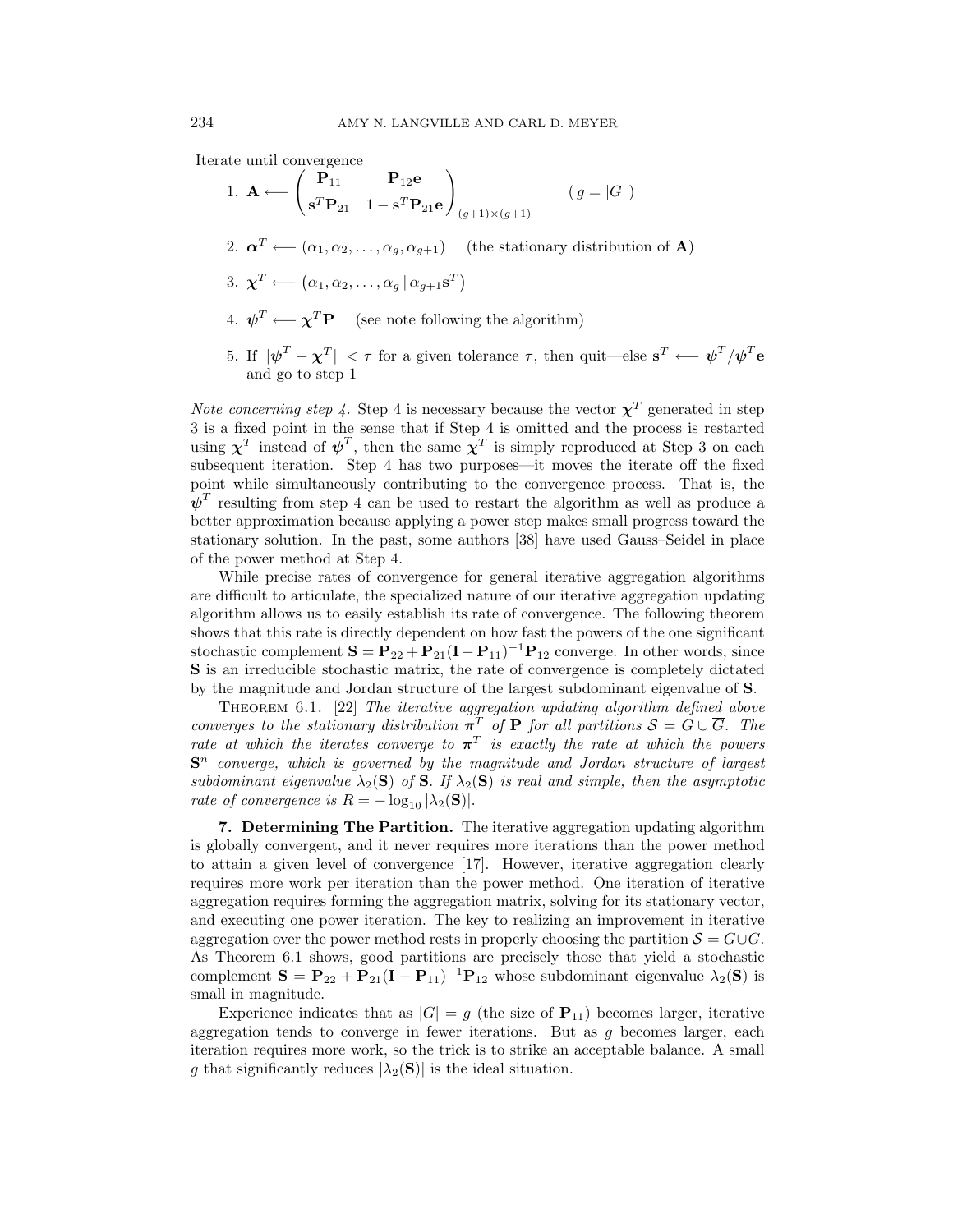Iterate until convergence

1. $\mathbf{A} \longleftarrow \begin{pmatrix} \mathbf{P}_{11} & \mathbf{P}_{12}\mathbf{e} \\ \mathbf{s}^T\mathbf{P}_{21} & 1 - \mathbf{s}^T\mathbf{P}_{21}\mathbf{e} \end{pmatrix}_{(g+1)\times(g+1)} \qquad (\, g = |G|\,)$

2. $\boldsymbol{\alpha}^T \longleftarrow (\alpha_1, \alpha_2, \ldots, \alpha_g, \alpha_{g+1})$ (the stationary distribution of $\mathbf{A}$)

3. $\boldsymbol{\chi}^T \longleftarrow \big(\alpha_1, \alpha_2, \ldots, \alpha_g \,|\, \alpha_{g+1}\mathbf{s}^T\big)$

4. $\boldsymbol{\psi}^T \longleftarrow \boldsymbol{\chi}^T\mathbf{P}$ (see note following the algorithm)

5. If $\|\boldsymbol{\psi}^T - \boldsymbol{\chi}^T\| < \tau$ for a given tolerance $\tau$, then quit—else $\mathbf{s}^T \longleftarrow \boldsymbol{\psi}^T/\boldsymbol{\psi}^T\mathbf{e}$ and go to step 1

*Note concerning step 4.* Step 4 is necessary because the vector $\boldsymbol{\chi}^T$ generated in step 3 is a fixed point in the sense that if Step 4 is omitted and the process is restarted using $\boldsymbol{\chi}^T$ instead of $\boldsymbol{\psi}^T$, then the same $\boldsymbol{\chi}^T$ is simply reproduced at Step 3 on each subsequent iteration. Step 4 has two purposes—it moves the iterate off the fixed point while simultaneously contributing to the convergence process. That is, the $\boldsymbol{\psi}^T$ resulting from step 4 can be used to restart the algorithm as well as produce a better approximation because applying a power step makes small progress toward the stationary solution. In the past, some authors [38] have used Gauss–Seidel in place of the power method at Step 4.

While precise rates of convergence for general iterative aggregation algorithms are difficult to articulate, the specialized nature of our iterative aggregation updating algorithm allows us to easily establish its rate of convergence. The following theorem shows that this rate is directly dependent on how fast the powers of the one significant stochastic complement $\mathbf{S} = \mathbf{P}_{22} + \mathbf{P}_{21}(\mathbf{I} - \mathbf{P}_{11})^{-1}\mathbf{P}_{12}$ converge. In other words, since $\mathbf{S}$ is an irreducible stochastic matrix, the rate of convergence is completely dictated by the magnitude and Jordan structure of the largest subdominant eigenvalue of $\mathbf{S}$.

Theorem 6.1. [22] *The iterative aggregation updating algorithm defined above converges to the stationary distribution $\boldsymbol{\pi}^T$ of $\mathbf{P}$ for all partitions $\mathcal{S} = G \cup \overline{G}$. The rate at which the iterates converge to $\boldsymbol{\pi}^T$ is exactly the rate at which the powers $\mathbf{S}^n$ converge, which is governed by the magnitude and Jordan structure of largest subdominant eigenvalue $\lambda_2(\mathbf{S})$ of $\mathbf{S}$. If $\lambda_2(\mathbf{S})$ is real and simple, then the asymptotic rate of convergence is $R = -\log_{10}|\lambda_2(\mathbf{S})|$.*

## 7. Determining The Partition.

The iterative aggregation updating algorithm is globally convergent, and it never requires more iterations than the power method to attain a given level of convergence [17]. However, iterative aggregation clearly requires more work per iteration than the power method. One iteration of iterative aggregation requires forming the aggregation matrix, solving for its stationary vector, and executing one power iteration. The key to realizing an improvement in iterative aggregation over the power method rests in properly choosing the partition $\mathcal{S} = G \cup \overline{G}$. As Theorem 6.1 shows, good partitions are precisely those that yield a stochastic complement $\mathbf{S} = \mathbf{P}_{22} + \mathbf{P}_{21}(\mathbf{I} - \mathbf{P}_{11})^{-1}\mathbf{P}_{12}$ whose subdominant eigenvalue $\lambda_2(\mathbf{S})$ is small in magnitude.

Experience indicates that as $|G| = g$ (the size of $\mathbf{P}_{11}$) becomes larger, iterative aggregation tends to converge in fewer iterations. But as $g$ becomes larger, each iteration requires more work, so the trick is to strike an acceptable balance. A small $g$ that significantly reduces $|\lambda_2(\mathbf{S})|$ is the ideal situation.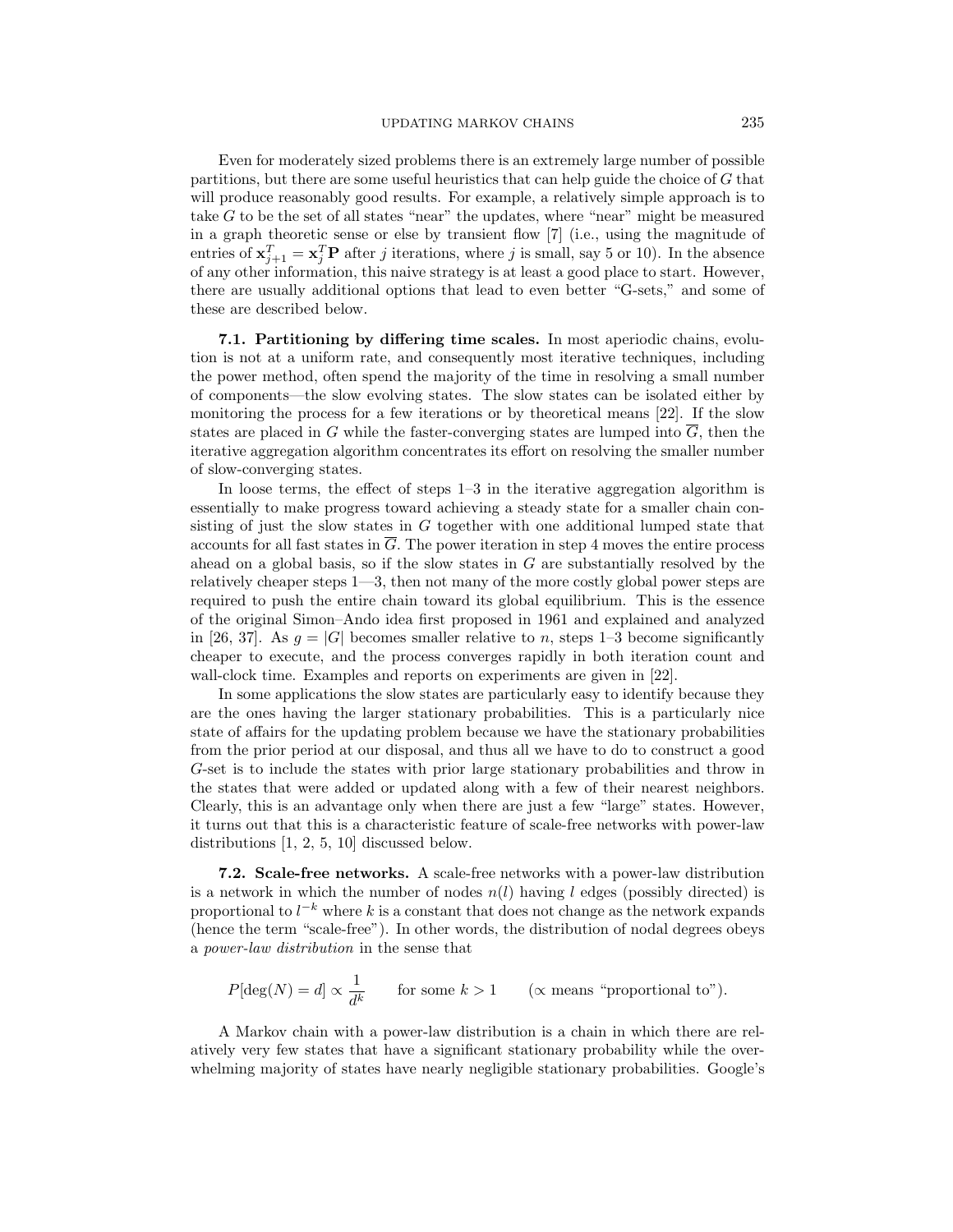Even for moderately sized problems there is an extremely large number of possible partitions, but there are some useful heuristics that can help guide the choice of $G$ that will produce reasonably good results. For example, a relatively simple approach is to take $G$ to be the set of all states "near" the updates, where "near" might be measured in a graph theoretic sense or else by transient flow [7] (i.e., using the magnitude of entries of $\mathbf{x}_{j+1}^T = \mathbf{x}_j^T \mathbf{P}$ after $j$ iterations, where $j$ is small, say 5 or 10). In the absence of any other information, this naive strategy is at least a good place to start. However, there are usually additional options that lead to even better "G-sets," and some of these are described below.

**7.1. Partitioning by differing time scales.** In most aperiodic chains, evolution is not at a uniform rate, and consequently most iterative techniques, including the power method, often spend the majority of the time in resolving a small number of components—the slow evolving states. The slow states can be isolated either by monitoring the process for a few iterations or by theoretical means [22]. If the slow states are placed in $G$ while the faster-converging states are lumped into $\overline{G}$, then the iterative aggregation algorithm concentrates its effort on resolving the smaller number of slow-converging states.

In loose terms, the effect of steps 1–3 in the iterative aggregation algorithm is essentially to make progress toward achieving a steady state for a smaller chain consisting of just the slow states in $G$ together with one additional lumped state that accounts for all fast states in $\overline{G}$. The power iteration in step 4 moves the entire process ahead on a global basis, so if the slow states in $G$ are substantially resolved by the relatively cheaper steps 1—3, then not many of the more costly global power steps are required to push the entire chain toward its global equilibrium. This is the essence of the original Simon–Ando idea first proposed in 1961 and explained and analyzed in [26, 37]. As $g = |G|$ becomes smaller relative to $n$, steps 1–3 become significantly cheaper to execute, and the process converges rapidly in both iteration count and wall-clock time. Examples and reports on experiments are given in [22].

In some applications the slow states are particularly easy to identify because they are the ones having the larger stationary probabilities. This is a particularly nice state of affairs for the updating problem because we have the stationary probabilities from the prior period at our disposal, and thus all we have to do to construct a good $G$-set is to include the states with prior large stationary probabilities and throw in the states that were added or updated along with a few of their nearest neighbors. Clearly, this is an advantage only when there are just a few "large" states. However, it turns out that this is a characteristic feature of scale-free networks with power-law distributions [1, 2, 5, 10] discussed below.

**7.2. Scale-free networks.** A scale-free networks with a power-law distribution is a network in which the number of nodes $n(l)$ having $l$ edges (possibly directed) is proportional to $l^{-k}$ where $k$ is a constant that does not change as the network expands (hence the term "scale-free"). In other words, the distribution of nodal degrees obeys a *power-law distribution* in the sense that

$$P[\deg(N) = d] \propto \frac{1}{d^k} \qquad \text{for some } k > 1 \qquad (\propto \text{ means "proportional to"}).$$

A Markov chain with a power-law distribution is a chain in which there are relatively very few states that have a significant stationary probability while the overwhelming majority of states have nearly negligible stationary probabilities. Google's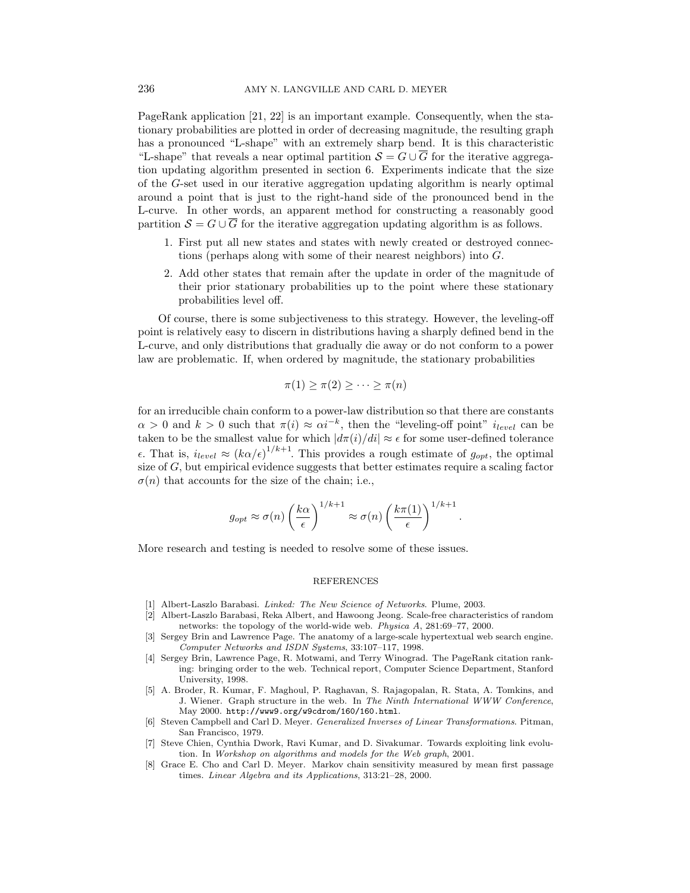PageRank application [21, 22] is an important example. Consequently, when the stationary probabilities are plotted in order of decreasing magnitude, the resulting graph has a pronounced "L-shape" with an extremely sharp bend. It is this characteristic "L-shape" that reveals a near optimal partition $\mathcal{S} = G \cup \overline{G}$ for the iterative aggregation updating algorithm presented in section 6. Experiments indicate that the size of the $G$-set used in our iterative aggregation updating algorithm is nearly optimal around a point that is just to the right-hand side of the pronounced bend in the L-curve. In other words, an apparent method for constructing a reasonably good partition $\mathcal{S} = G \cup \overline{G}$ for the iterative aggregation updating algorithm is as follows.

1. First put all new states and states with newly created or destroyed connections (perhaps along with some of their nearest neighbors) into $G$.
2. Add other states that remain after the update in order of the magnitude of their prior stationary probabilities up to the point where these stationary probabilities level off.

Of course, there is some subjectiveness to this strategy. However, the leveling-off point is relatively easy to discern in distributions having a sharply defined bend in the L-curve, and only distributions that gradually die away or do not conform to a power law are problematic. If, when ordered by magnitude, the stationary probabilities

$$\pi(1) \geq \pi(2) \geq \cdots \geq \pi(n)$$

for an irreducible chain conform to a power-law distribution so that there are constants $\alpha > 0$ and $k > 0$ such that $\pi(i) \approx \alpha i^{-k}$, then the "leveling-off point" $i_{level}$ can be taken to be the smallest value for which $|d\pi(i)/di| \approx \epsilon$ for some user-defined tolerance $\epsilon$. That is, $i_{level} \approx (k\alpha/\epsilon)^{1/k+1}$. This provides a rough estimate of $g_{opt}$, the optimal size of $G$, but empirical evidence suggests that better estimates require a scaling factor $\sigma(n)$ that accounts for the size of the chain; i.e.,

$$g_{opt} \approx \sigma(n) \left(\frac{k\alpha}{\epsilon}\right)^{1/k+1} \approx \sigma(n) \left(\frac{k\pi(1)}{\epsilon}\right)^{1/k+1}.$$

More research and testing is needed to resolve some of these issues.

## REFERENCES

[1] Albert-Laszlo Barabasi. *Linked: The New Science of Networks*. Plume, 2003.

[2] Albert-Laszlo Barabasi, Reka Albert, and Hawoong Jeong. Scale-free characteristics of random networks: the topology of the world-wide web. *Physica A*, 281:69–77, 2000.

[3] Sergey Brin and Lawrence Page. The anatomy of a large-scale hypertextual web search engine. *Computer Networks and ISDN Systems*, 33:107–117, 1998.

[4] Sergey Brin, Lawrence Page, R. Motwami, and Terry Winograd. The PageRank citation ranking: bringing order to the web. Technical report, Computer Science Department, Stanford University, 1998.

[5] A. Broder, R. Kumar, F. Maghoul, P. Raghavan, S. Rajagopalan, R. Stata, A. Tomkins, and J. Wiener. Graph structure in the web. In *The Ninth International WWW Conference*, May 2000. `http://www9.org/w9cdrom/160/160.html`.

[6] Steven Campbell and Carl D. Meyer. *Generalized Inverses of Linear Transformations*. Pitman, San Francisco, 1979.

[7] Steve Chien, Cynthia Dwork, Ravi Kumar, and D. Sivakumar. Towards exploiting link evolution. In *Workshop on algorithms and models for the Web graph*, 2001.

[8] Grace E. Cho and Carl D. Meyer. Markov chain sensitivity measured by mean first passage times. *Linear Algebra and its Applications*, 313:21–28, 2000.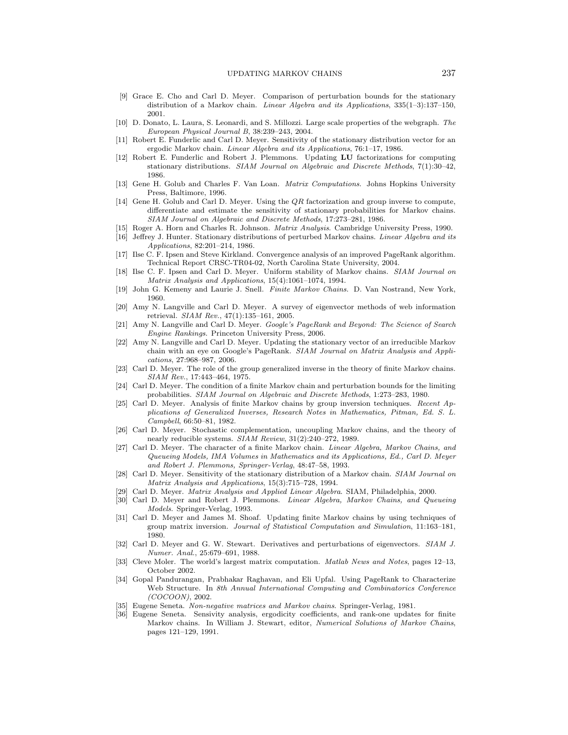[9] Grace E. Cho and Carl D. Meyer. Comparison of perturbation bounds for the stationary distribution of a Markov chain. *Linear Algebra and its Applications*, 335(1–3):137–150, 2001.

[10] D. Donato, L. Laura, S. Leonardi, and S. Millozzi. Large scale properties of the webgraph. *The European Physical Journal B*, 38:239–243, 2004.

[11] Robert E. Funderlic and Carl D. Meyer. Sensitivity of the stationary distribution vector for an ergodic Markov chain. *Linear Algebra and its Applications*, 76:1–17, 1986.

[12] Robert E. Funderlic and Robert J. Plemmons. Updating **LU** factorizations for computing stationary distributions. *SIAM Journal on Algebraic and Discrete Methods*, 7(1):30–42, 1986.

[13] Gene H. Golub and Charles F. Van Loan. *Matrix Computations*. Johns Hopkins University Press, Baltimore, 1996.

[14] Gene H. Golub and Carl D. Meyer. Using the *QR* factorization and group inverse to compute, differentiate and estimate the sensitivity of stationary probabilities for Markov chains. *SIAM Journal on Algebraic and Discrete Methods*, 17:273–281, 1986.

[15] Roger A. Horn and Charles R. Johnson. *Matrix Analysis*. Cambridge University Press, 1990.

[16] Jeffrey J. Hunter. Stationary distributions of perturbed Markov chains. *Linear Algebra and its Applications*, 82:201–214, 1986.

[17] Ilse C. F. Ipsen and Steve Kirkland. Convergence analysis of an improved PageRank algorithm. Technical Report CRSC-TR04-02, North Carolina State University, 2004.

[18] Ilse C. F. Ipsen and Carl D. Meyer. Uniform stability of Markov chains. *SIAM Journal on Matrix Analysis and Applications*, 15(4):1061–1074, 1994.

[19] John G. Kemeny and Laurie J. Snell. *Finite Markov Chains*. D. Van Nostrand, New York, 1960.

[20] Amy N. Langville and Carl D. Meyer. A survey of eigenvector methods of web information retrieval. *SIAM Rev.*, 47(1):135–161, 2005.

[21] Amy N. Langville and Carl D. Meyer. *Google's PageRank and Beyond: The Science of Search Engine Rankings*. Princeton University Press, 2006.

[22] Amy N. Langville and Carl D. Meyer. Updating the stationary vector of an irreducible Markov chain with an eye on Google's PageRank. *SIAM Journal on Matrix Analysis and Applications*, 27:968–987, 2006.

[23] Carl D. Meyer. The role of the group generalized inverse in the theory of finite Markov chains. *SIAM Rev.*, 17:443–464, 1975.

[24] Carl D. Meyer. The condition of a finite Markov chain and perturbation bounds for the limiting probabilities. *SIAM Journal on Algebraic and Discrete Methods*, 1:273–283, 1980.

[25] Carl D. Meyer. Analysis of finite Markov chains by group inversion techniques. *Recent Applications of Generalized Inverses, Research Notes in Mathematics, Pitman, Ed. S. L. Campbell*, 66:50–81, 1982.

[26] Carl D. Meyer. Stochastic complementation, uncoupling Markov chains, and the theory of nearly reducible systems. *SIAM Review*, 31(2):240–272, 1989.

[27] Carl D. Meyer. The character of a finite Markov chain. *Linear Algebra, Markov Chains, and Queueing Models, IMA Volumes in Mathematics and its Applications, Ed., Carl D. Meyer and Robert J. Plemmons, Springer-Verlag*, 48:47–58, 1993.

[28] Carl D. Meyer. Sensitivity of the stationary distribution of a Markov chain. *SIAM Journal on Matrix Analysis and Applications*, 15(3):715–728, 1994.

[29] Carl D. Meyer. *Matrix Analysis and Applied Linear Algebra*. SIAM, Philadelphia, 2000.

[30] Carl D. Meyer and Robert J. Plemmons. *Linear Algebra, Markov Chains, and Queueing Models*. Springer-Verlag, 1993.

[31] Carl D. Meyer and James M. Shoaf. Updating finite Markov chains by using techniques of group matrix inversion. *Journal of Statistical Computation and Simulation*, 11:163–181, 1980.

[32] Carl D. Meyer and G. W. Stewart. Derivatives and perturbations of eigenvectors. *SIAM J. Numer. Anal.*, 25:679–691, 1988.

[33] Cleve Moler. The world's largest matrix computation. *Matlab News and Notes*, pages 12–13, October 2002.

[34] Gopal Pandurangan, Prabhakar Raghavan, and Eli Upfal. Using PageRank to Characterize Web Structure. In *8th Annual International Computing and Combinatorics Conference (COCOON)*, 2002.

[35] Eugene Seneta. *Non-negative matrices and Markov chains*. Springer-Verlag, 1981.

[36] Eugene Seneta. Sensivity analysis, ergodicity coefficients, and rank-one updates for finite Markov chains. In William J. Stewart, editor, *Numerical Solutions of Markov Chains*, pages 121–129, 1991.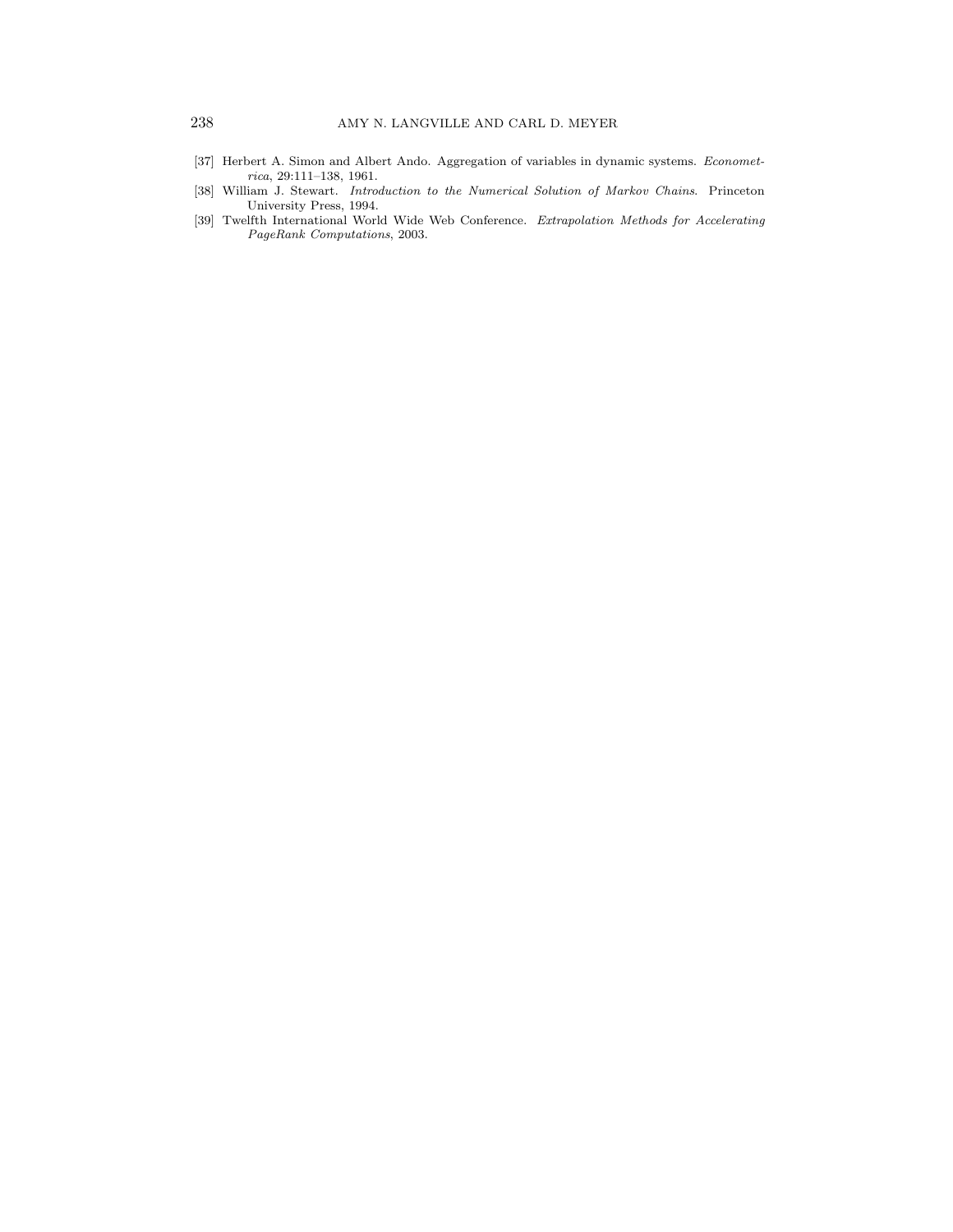[37] Herbert A. Simon and Albert Ando. Aggregation of variables in dynamic systems. *Econometrica*, 29:111–138, 1961.

[38] William J. Stewart. *Introduction to the Numerical Solution of Markov Chains*. Princeton University Press, 1994.

[39] Twelfth International World Wide Web Conference. *Extrapolation Methods for Accelerating PageRank Computations*, 2003.